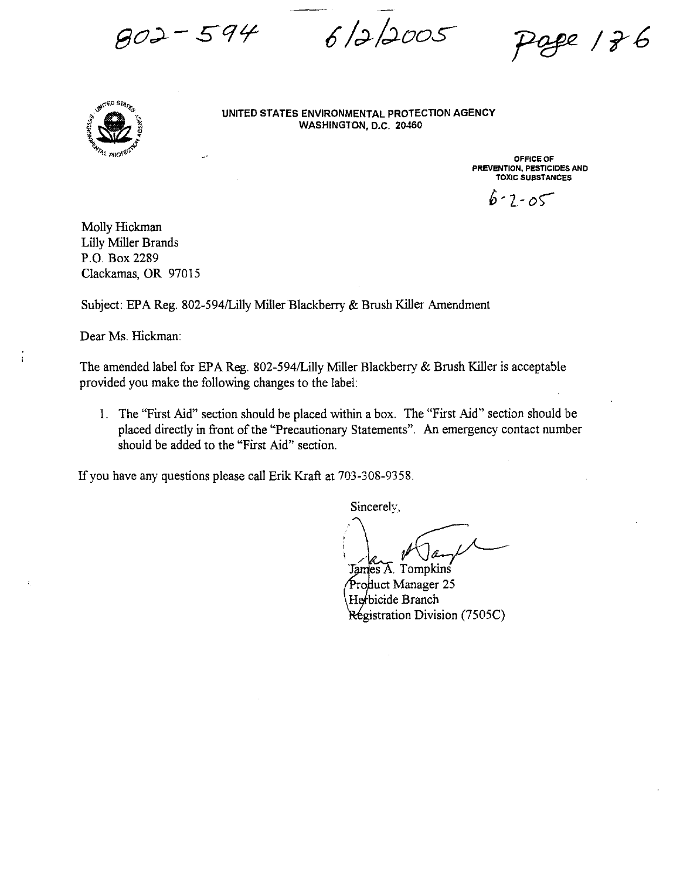802-594 6/2/2005 Page 1 of 6

**UNITED STATES ENVIRONMENTAL PROTECTION AGENCY**
**WASHINGTON, D.C. 20460**

OFFICE OF
PREVENTION, PESTICIDES AND
TOXIC SUBSTANCES

6-2-05

Molly Hickman
Lilly Miller Brands
P.O. Box 2289
Clackamas, OR 97015

Subject: EPA Reg. 802-594/Lilly Miller Blackberry & Brush Killer Amendment

Dear Ms. Hickman:

The amended label for EPA Reg. 802-594/Lilly Miller Blackberry & Brush Killer is acceptable provided you make the following changes to the label:

1. The "First Aid" section should be placed within a box. The "First Aid" section should be placed directly in front of the "Precautionary Statements". An emergency contact number should be added to the "First Aid" section.

If you have any questions please call Erik Kraft at 703-308-9358.

Sincerely,

James A. Tompkins
Product Manager 25
Herbicide Branch
Registration Division (7505C)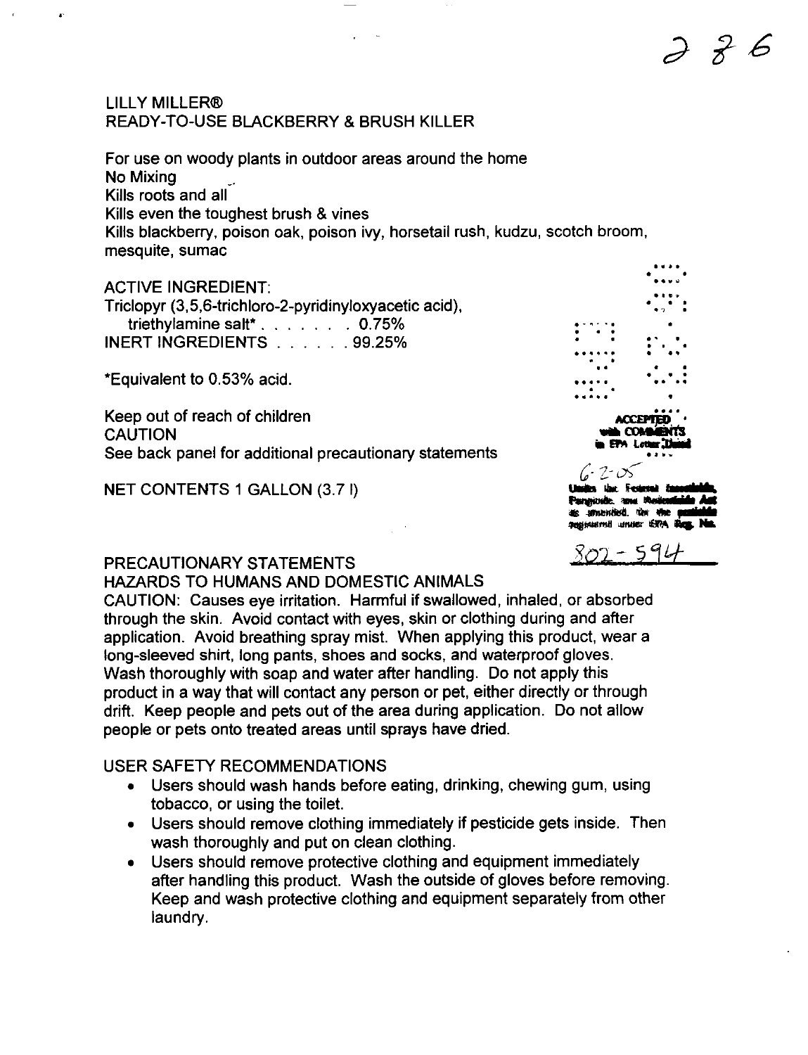LILLY MILLER®
READY-TO-USE BLACKBERRY & BRUSH KILLER

For use on woody plants in outdoor areas around the home
No Mixing
Kills roots and all
Kills even the toughest brush & vines
Kills blackberry, poison oak, poison ivy, horsetail rush, kudzu, scotch broom, mesquite, sumac

ACTIVE INGREDIENT:
Triclopyr (3,5,6-trichloro-2-pyridinyloxyacetic acid), triethylamine salt* . . . . . . . 0.75%
INERT INGREDIENTS . . . . . . 99.25%

*Equivalent to 0.53% acid.

Keep out of reach of children
CAUTION
See back panel for additional precautionary statements

NET CONTENTS 1 GALLON (3.7 l)

ACCEPTED with COMMENTS in EPA Letter Dated 6-2-05
Under the Federal Insecticide, Fungicide, and Rodenticide Act as amended, for the pesticide registered under EPA Reg. No. 802-594

## PRECAUTIONARY STATEMENTS

### HAZARDS TO HUMANS AND DOMESTIC ANIMALS

CAUTION: Causes eye irritation. Harmful if swallowed, inhaled, or absorbed through the skin. Avoid contact with eyes, skin or clothing during and after application. Avoid breathing spray mist. When applying this product, wear a long-sleeved shirt, long pants, shoes and socks, and waterproof gloves. Wash thoroughly with soap and water after handling. Do not apply this product in a way that will contact any person or pet, either directly or through drift. Keep people and pets out of the area during application. Do not allow people or pets onto treated areas until sprays have dried.

### USER SAFETY RECOMMENDATIONS

- Users should wash hands before eating, drinking, chewing gum, using tobacco, or using the toilet.
- Users should remove clothing immediately if pesticide gets inside. Then wash thoroughly and put on clean clothing.
- Users should remove protective clothing and equipment immediately after handling this product. Wash the outside of gloves before removing. Keep and wash protective clothing and equipment separately from other laundry.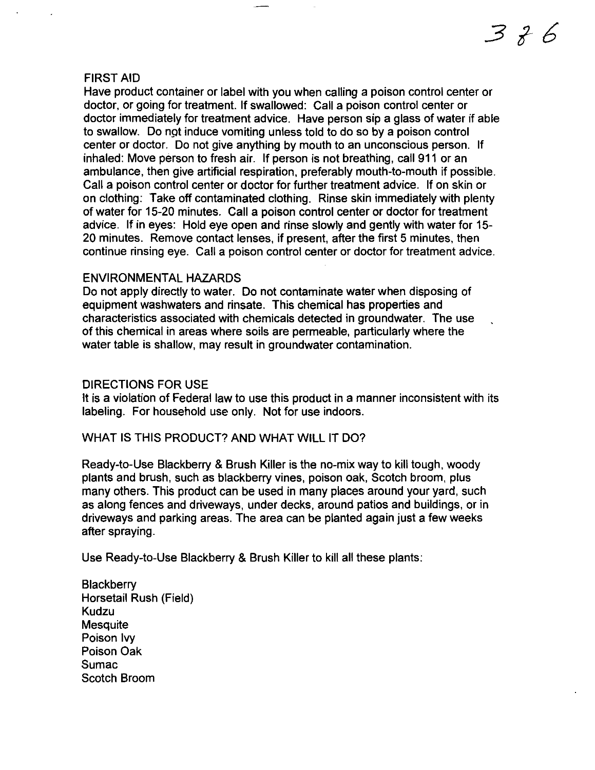## FIRST AID

Have product container or label with you when calling a poison control center or doctor, or going for treatment. If swallowed: Call a poison control center or doctor immediately for treatment advice. Have person sip a glass of water if able to swallow. Do not induce vomiting unless told to do so by a poison control center or doctor. Do not give anything by mouth to an unconscious person. If inhaled: Move person to fresh air. If person is not breathing, call 911 or an ambulance, then give artificial respiration, preferably mouth-to-mouth if possible. Call a poison control center or doctor for further treatment advice. If on skin or on clothing: Take off contaminated clothing. Rinse skin immediately with plenty of water for 15-20 minutes. Call a poison control center or doctor for treatment advice. If in eyes: Hold eye open and rinse slowly and gently with water for 15-20 minutes. Remove contact lenses, if present, after the first 5 minutes, then continue rinsing eye. Call a poison control center or doctor for treatment advice.

## ENVIRONMENTAL HAZARDS

Do not apply directly to water. Do not contaminate water when disposing of equipment washwaters and rinsate. This chemical has properties and characteristics associated with chemicals detected in groundwater. The use of this chemical in areas where soils are permeable, particularly where the water table is shallow, may result in groundwater contamination.

## DIRECTIONS FOR USE

It is a violation of Federal law to use this product in a manner inconsistent with its labeling. For household use only. Not for use indoors.

## WHAT IS THIS PRODUCT? AND WHAT WILL IT DO?

Ready-to-Use Blackberry & Brush Killer is the no-mix way to kill tough, woody plants and brush, such as blackberry vines, poison oak, Scotch broom, plus many others. This product can be used in many places around your yard, such as along fences and driveways, under decks, around patios and buildings, or in driveways and parking areas. The area can be planted again just a few weeks after spraying.

Use Ready-to-Use Blackberry & Brush Killer to kill all these plants:

Blackberry
Horsetail Rush (Field)
Kudzu
Mesquite
Poison Ivy
Poison Oak
Sumac
Scotch Broom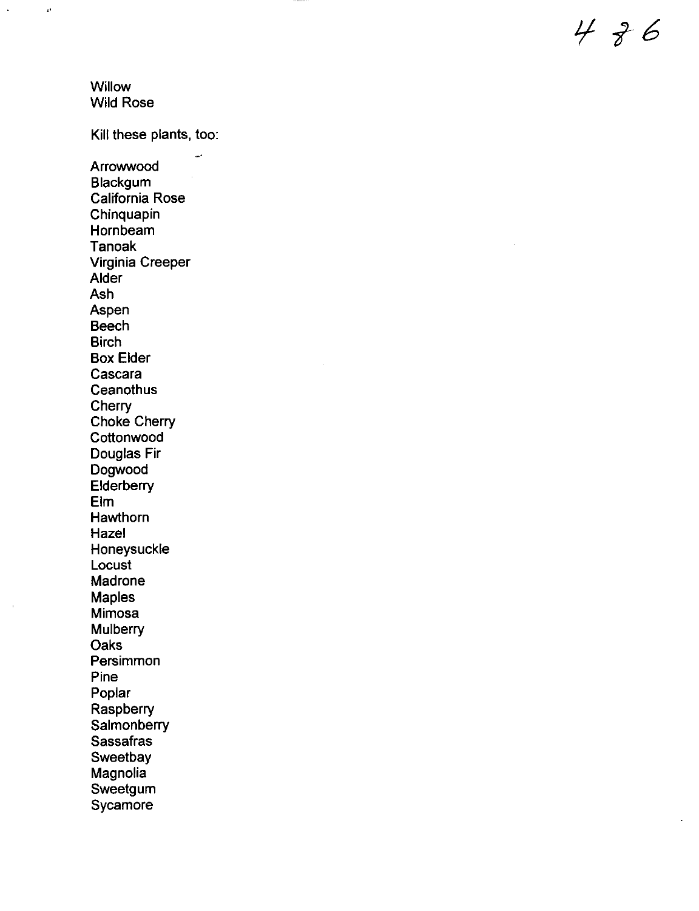Willow
Wild Rose

Kill these plants, too:

Arrowwood
Blackgum
California Rose
Chinquapin
Hornbeam
Tanoak
Virginia Creeper
Alder
Ash
Aspen
Beech
Birch
Box Elder
Cascara
Ceanothus
Cherry
Choke Cherry
Cottonwood
Douglas Fir
Dogwood
Elderberry
Elm
Hawthorn
Hazel
Honeysuckle
Locust
Madrone
Maples
Mimosa
Mulberry
Oaks
Persimmon
Pine
Poplar
Raspberry
Salmonberry
Sassafras
Sweetbay
Magnolia
Sweetgum
Sycamore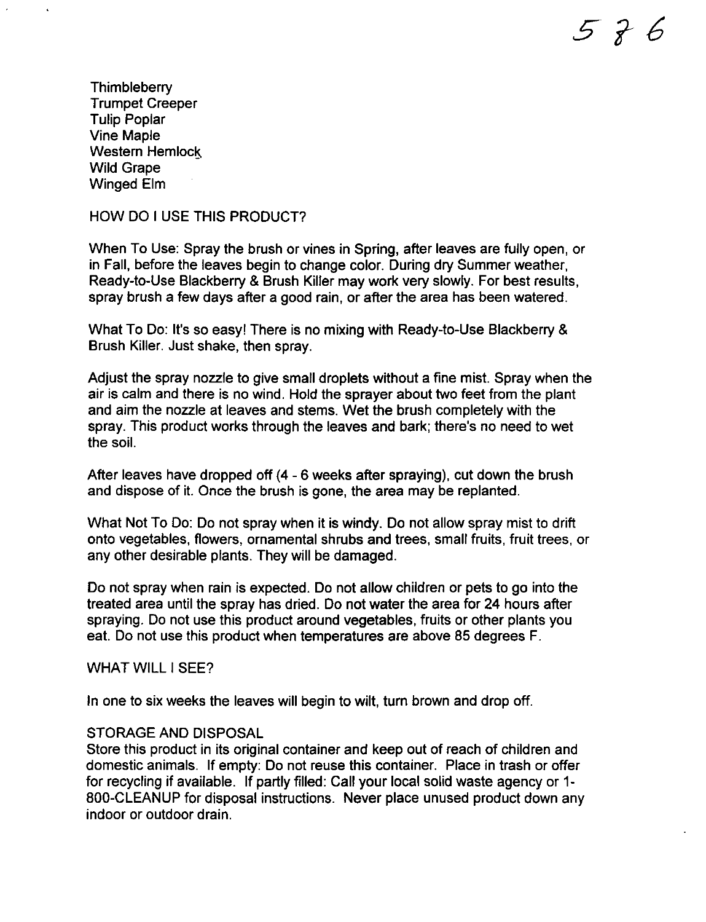Thimbleberry
Trumpet Creeper
Tulip Poplar
Vine Maple
Western Hemlock
Wild Grape
Winged Elm

## HOW DO I USE THIS PRODUCT?

When To Use: Spray the brush or vines in Spring, after leaves are fully open, or in Fall, before the leaves begin to change color. During dry Summer weather, Ready-to-Use Blackberry & Brush Killer may work very slowly. For best results, spray brush a few days after a good rain, or after the area has been watered.

What To Do: It's so easy! There is no mixing with Ready-to-Use Blackberry & Brush Killer. Just shake, then spray.

Adjust the spray nozzle to give small droplets without a fine mist. Spray when the air is calm and there is no wind. Hold the sprayer about two feet from the plant and aim the nozzle at leaves and stems. Wet the brush completely with the spray. This product works through the leaves and bark; there's no need to wet the soil.

After leaves have dropped off (4 - 6 weeks after spraying), cut down the brush and dispose of it. Once the brush is gone, the area may be replanted.

What Not To Do: Do not spray when it is windy. Do not allow spray mist to drift onto vegetables, flowers, ornamental shrubs and trees, small fruits, fruit trees, or any other desirable plants. They will be damaged.

Do not spray when rain is expected. Do not allow children or pets to go into the treated area until the spray has dried. Do not water the area for 24 hours after spraying. Do not use this product around vegetables, fruits or other plants you eat. Do not use this product when temperatures are above 85 degrees F.

## WHAT WILL I SEE?

In one to six weeks the leaves will begin to wilt, turn brown and drop off.

## STORAGE AND DISPOSAL

Store this product in its original container and keep out of reach of children and domestic animals. If empty: Do not reuse this container. Place in trash or offer for recycling if available. If partly filled: Call your local solid waste agency or 1-800-CLEANUP for disposal instructions. Never place unused product down any indoor or outdoor drain.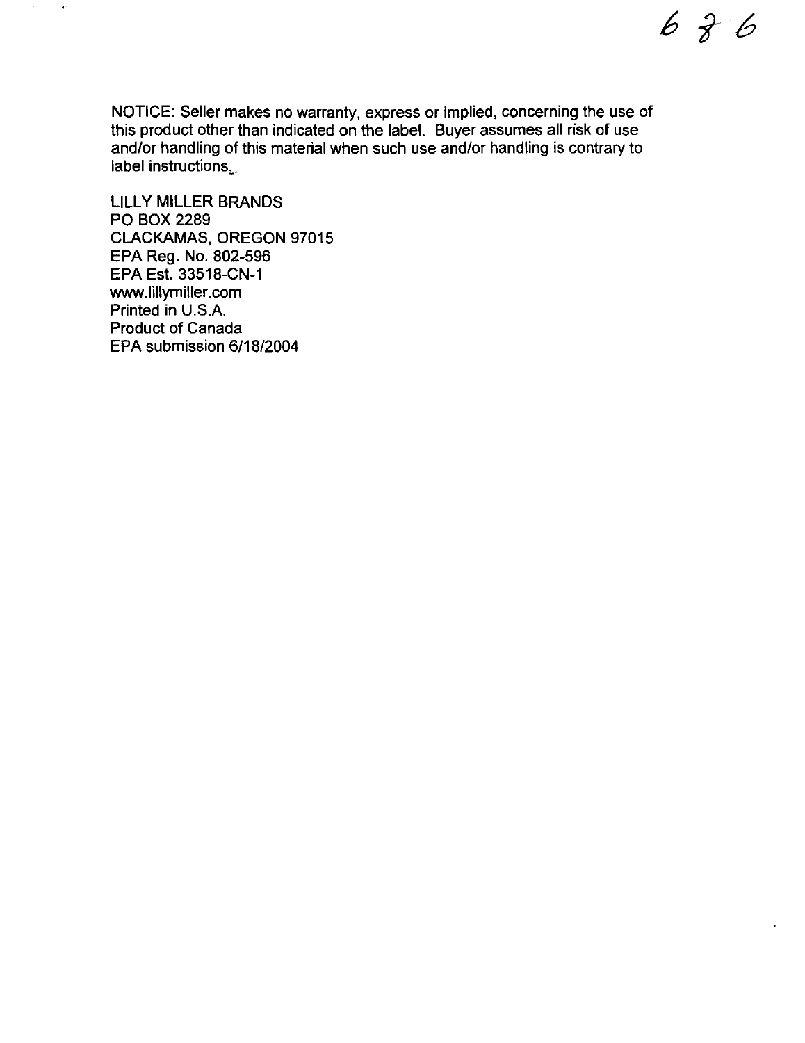NOTICE: Seller makes no warranty, express or implied, concerning the use of this product other than indicated on the label. Buyer assumes all risk of use and/or handling of this material when such use and/or handling is contrary to label instructions.

LILLY MILLER BRANDS
PO BOX 2289
CLACKAMAS, OREGON 97015
EPA Reg. No. 802-596
EPA Est. 33518-CN-1
www.lillymiller.com
Printed in U.S.A.
Product of Canada
EPA submission 6/18/2004